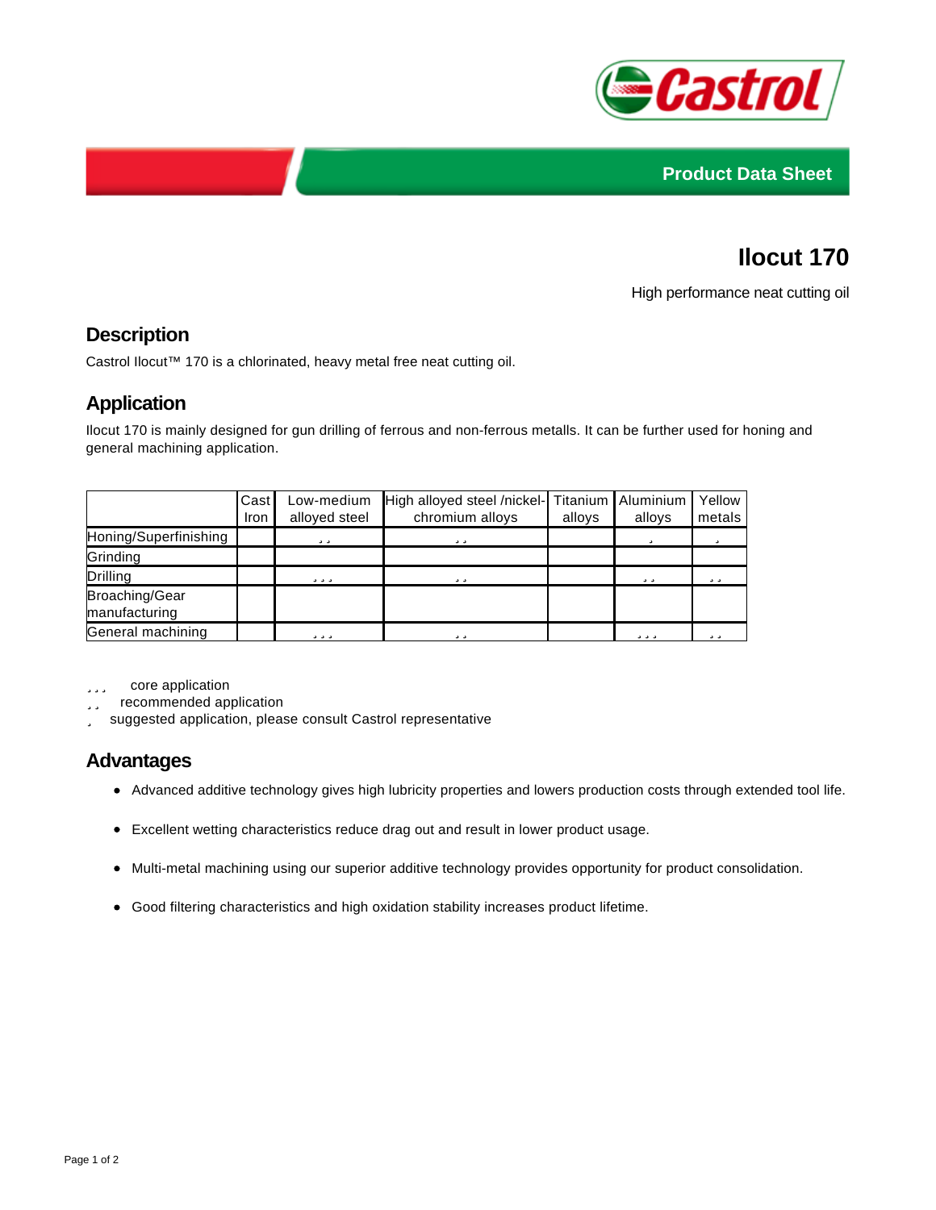Product Data Sheet

# Ilocut 170

High performance neat cutting oil

## Description

Castrol Ilocut™ 170 is a chlorinated, heavy metal free neat cutting oil.

## Application

Ilocut 170 is mainly designed for gun drilling of ferrous and non-ferrous metalls. It can be further used for honing and general machining application.

| | Cast Iron | Low-medium alloyed steel | High alloyed steel /nickel-chromium alloys | Titanium alloys | Aluminium alloys | Yellow metals |
|---|---|---|---|---|---|---|
| Honing/Superfinishing | | ¸ ¸ | ¸ ¸ | | ¸ | ¸ |
| Grinding | | | | | | |
| Drilling | | ¸ ¸ ¸ | ¸ ¸ | | ¸ ¸ | ¸ ¸ |
| Broaching/Gear manufacturing | | | | | | |
| General machining | | ¸ ¸ ¸ | ¸ ¸ | | ¸ ¸ ¸ | ¸ ¸ |

¸ ¸ ¸ core application
¸ ¸ recommended application
¸ suggested application, please consult Castrol representative

## Advantages

- Advanced additive technology gives high lubricity properties and lowers production costs through extended tool life.
- Excellent wetting characteristics reduce drag out and result in lower product usage.
- Multi-metal machining using our superior additive technology provides opportunity for product consolidation.
- Good filtering characteristics and high oxidation stability increases product lifetime.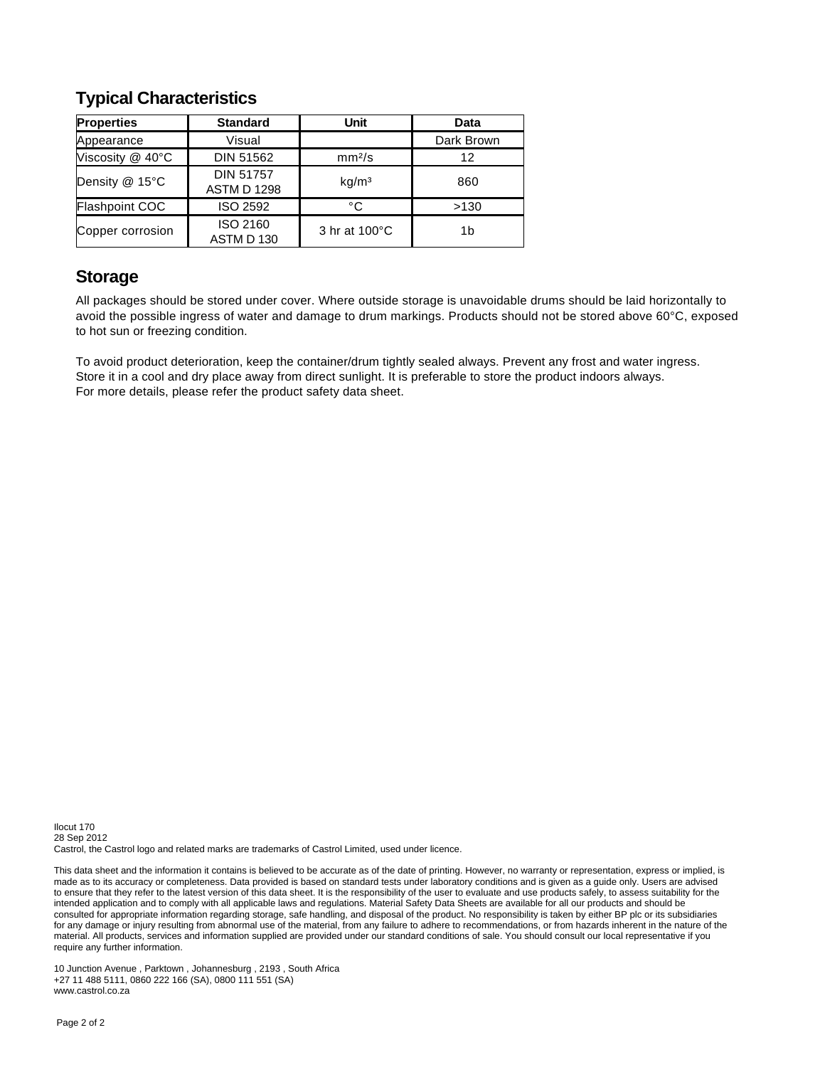## Typical Characteristics

| Properties | Standard | Unit | Data |
|---|---|---|---|
| Appearance | Visual | | Dark Brown |
| Viscosity @ 40°C | DIN 51562 | $mm^2/s$ | 12 |
| Density @ 15°C | DIN 51757 ASTM D 1298 | $kg/m^3$ | 860 |
| Flashpoint COC | ISO 2592 | °C | >130 |
| Copper corrosion | ISO 2160 ASTM D 130 | 3 hr at 100°C | 1b |

## Storage

All packages should be stored under cover. Where outside storage is unavoidable drums should be laid horizontally to avoid the possible ingress of water and damage to drum markings. Products should not be stored above 60°C, exposed to hot sun or freezing condition.

To avoid product deterioration, keep the container/drum tightly sealed always. Prevent any frost and water ingress. Store it in a cool and dry place away from direct sunlight. It is preferable to store the product indoors always.
For more details, please refer the product safety data sheet.

Ilocut 170
28 Sep 2012
Castrol, the Castrol logo and related marks are trademarks of Castrol Limited, used under licence.

This data sheet and the information it contains is believed to be accurate as of the date of printing. However, no warranty or representation, express or implied, is made as to its accuracy or completeness. Data provided is based on standard tests under laboratory conditions and is given as a guide only. Users are advised to ensure that they refer to the latest version of this data sheet. It is the responsibility of the user to evaluate and use products safely, to assess suitability for the intended application and to comply with all applicable laws and regulations. Material Safety Data Sheets are available for all our products and should be consulted for appropriate information regarding storage, safe handling, and disposal of the product. No responsibility is taken by either BP plc or its subsidiaries for any damage or injury resulting from abnormal use of the material, from any failure to adhere to recommendations, or from hazards inherent in the nature of the material. All products, services and information supplied are provided under our standard conditions of sale. You should consult our local representative if you require any further information.

10 Junction Avenue , Parktown , Johannesburg , 2193 , South Africa
+27 11 488 5111, 0860 222 166 (SA), 0800 111 551 (SA)
www.castrol.co.za